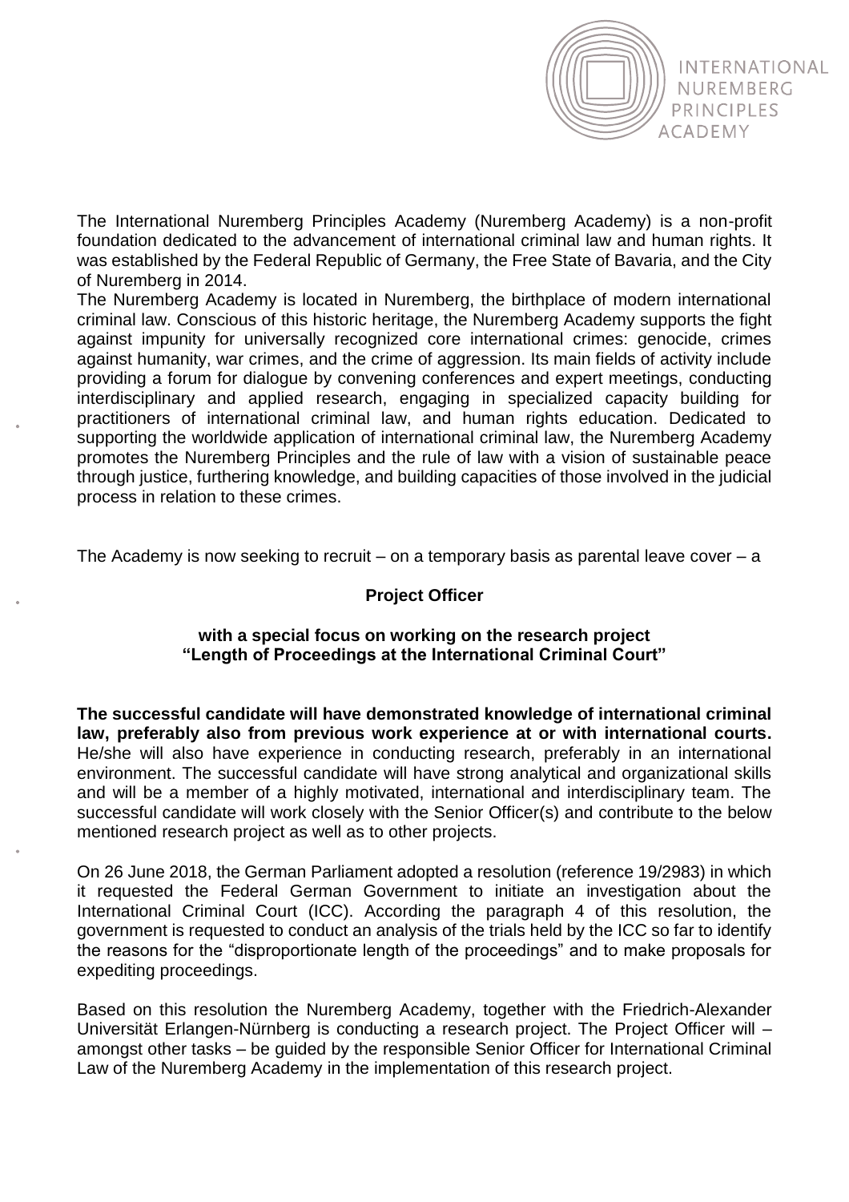INTERNATIONAL NUREMBERG PRINCIPLES ACADEMY

The International Nuremberg Principles Academy (Nuremberg Academy) is a non-profit foundation dedicated to the advancement of international criminal law and human rights. It was established by the Federal Republic of Germany, the Free State of Bavaria, and the City of Nuremberg in 2014.

The Nuremberg Academy is located in Nuremberg, the birthplace of modern international criminal law. Conscious of this historic heritage, the Nuremberg Academy supports the fight against impunity for universally recognized core international crimes: genocide, crimes against humanity, war crimes, and the crime of aggression. Its main fields of activity include providing a forum for dialogue by convening conferences and expert meetings, conducting interdisciplinary and applied research, engaging in specialized capacity building for practitioners of international criminal law, and human rights education. Dedicated to supporting the worldwide application of international criminal law, the Nuremberg Academy promotes the Nuremberg Principles and the rule of law with a vision of sustainable peace through justice, furthering knowledge, and building capacities of those involved in the judicial process in relation to these crimes.

The Academy is now seeking to recruit – on a temporary basis as parental leave cover – a

**Project Officer**

**with a special focus on working on the research project "Length of Proceedings at the International Criminal Court"**

**The successful candidate will have demonstrated knowledge of international criminal law, preferably also from previous work experience at or with international courts.** He/she will also have experience in conducting research, preferably in an international environment. The successful candidate will have strong analytical and organizational skills and will be a member of a highly motivated, international and interdisciplinary team. The successful candidate will work closely with the Senior Officer(s) and contribute to the below mentioned research project as well as to other projects.

On 26 June 2018, the German Parliament adopted a resolution (reference 19/2983) in which it requested the Federal German Government to initiate an investigation about the International Criminal Court (ICC). According the paragraph 4 of this resolution, the government is requested to conduct an analysis of the trials held by the ICC so far to identify the reasons for the "disproportionate length of the proceedings" and to make proposals for expediting proceedings.

Based on this resolution the Nuremberg Academy, together with the Friedrich-Alexander Universität Erlangen-Nürnberg is conducting a research project. The Project Officer will – amongst other tasks – be guided by the responsible Senior Officer for International Criminal Law of the Nuremberg Academy in the implementation of this research project.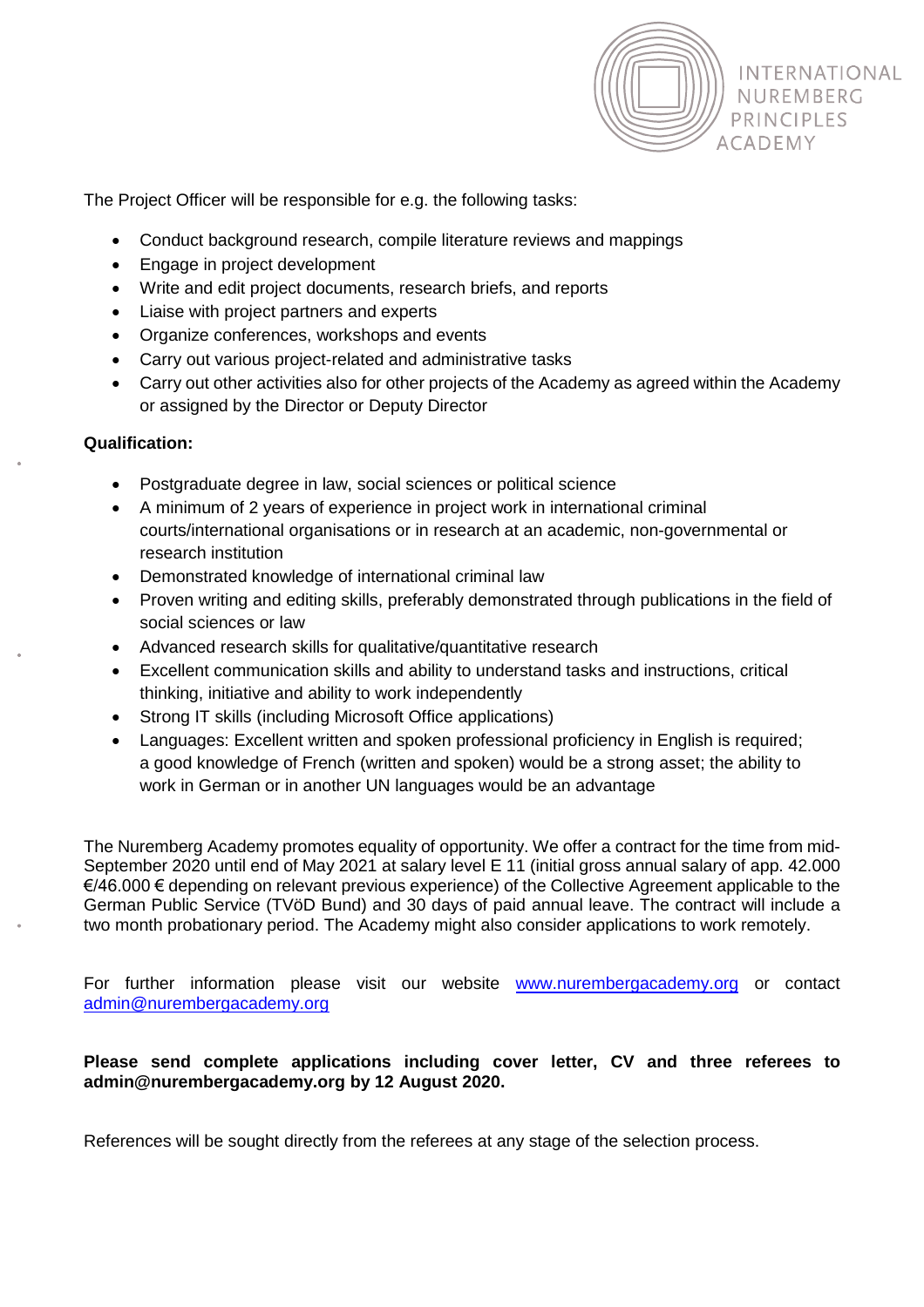The Project Officer will be responsible for e.g. the following tasks:

- Conduct background research, compile literature reviews and mappings
- Engage in project development
- Write and edit project documents, research briefs, and reports
- Liaise with project partners and experts
- Organize conferences, workshops and events
- Carry out various project-related and administrative tasks
- Carry out other activities also for other projects of the Academy as agreed within the Academy or assigned by the Director or Deputy Director

**Qualification:**

- Postgraduate degree in law, social sciences or political science
- A minimum of 2 years of experience in project work in international criminal courts/international organisations or in research at an academic, non-governmental or research institution
- Demonstrated knowledge of international criminal law
- Proven writing and editing skills, preferably demonstrated through publications in the field of social sciences or law
- Advanced research skills for qualitative/quantitative research
- Excellent communication skills and ability to understand tasks and instructions, critical thinking, initiative and ability to work independently
- Strong IT skills (including Microsoft Office applications)
- Languages: Excellent written and spoken professional proficiency in English is required; a good knowledge of French (written and spoken) would be a strong asset; the ability to work in German or in another UN languages would be an advantage

The Nuremberg Academy promotes equality of opportunity. We offer a contract for the time from mid-September 2020 until end of May 2021 at salary level E 11 (initial gross annual salary of app. 42.000 €/46.000 € depending on relevant previous experience) of the Collective Agreement applicable to the German Public Service (TVöD Bund) and 30 days of paid annual leave. The contract will include a two month probationary period. The Academy might also consider applications to work remotely.

For further information please visit our website [www.nurembergacademy.org](http://www.nurembergacademy.org) or contact [admin@nurembergacademy.org](mailto:admin@nurembergacademy.org)

**Please send complete applications including cover letter, CV and three referees to admin@nurembergacademy.org by 12 August 2020.**

References will be sought directly from the referees at any stage of the selection process.